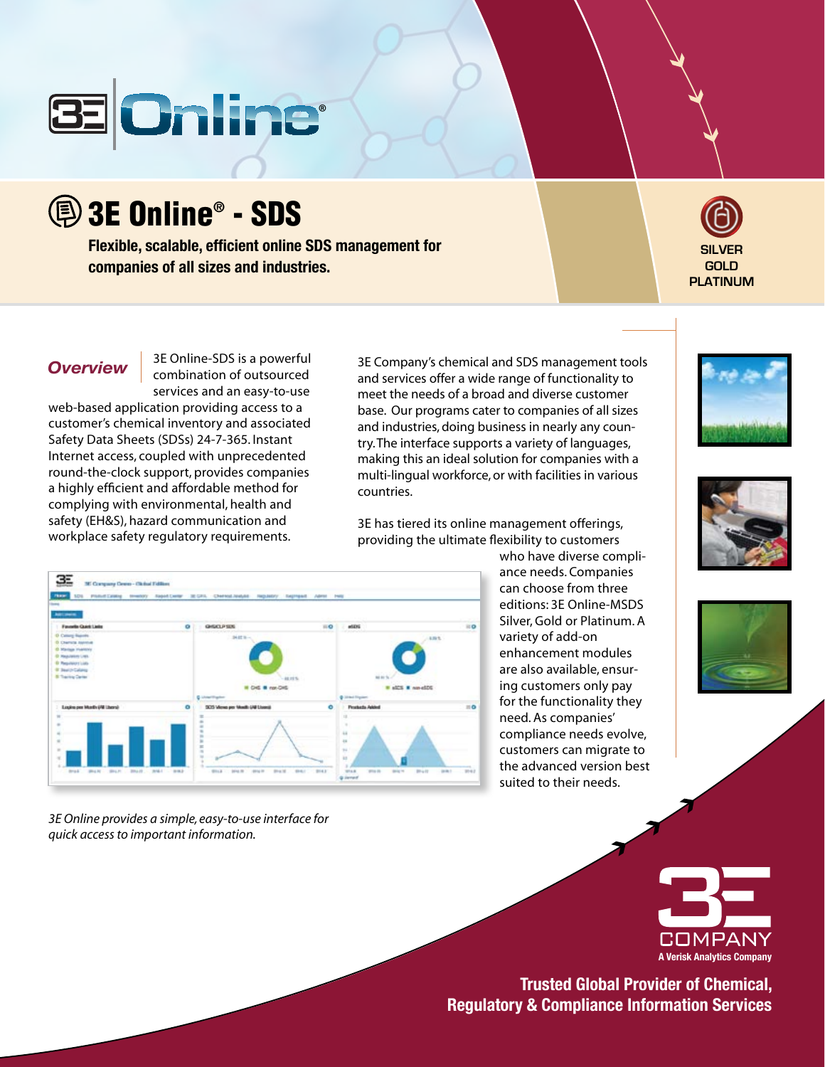# 3E Online® - SDS

**Flexible, scalable, efficient online SDS management for companies of all sizes and industries.**

SILVER
GOLD
PLATINUM

## *Overview*

3E Online-SDS is a powerful combination of outsourced services and an easy-to-use web-based application providing access to a customer's chemical inventory and associated Safety Data Sheets (SDSs) 24-7-365. Instant Internet access, coupled with unprecedented round-the-clock support, provides companies a highly efficient and affordable method for complying with environmental, health and safety (EH&S), hazard communication and workplace safety regulatory requirements.

3E Company's chemical and SDS management tools and services offer a wide range of functionality to meet the needs of a broad and diverse customer base. Our programs cater to companies of all sizes and industries, doing business in nearly any country. The interface supports a variety of languages, making this an ideal solution for companies with a multi-lingual workforce, or with facilities in various countries.

3E has tiered its online management offerings, providing the ultimate flexibility to customers who have diverse compliance needs. Companies can choose from three editions: 3E Online-MSDS Silver, Gold or Platinum. A variety of add-on enhancement modules are also available, ensuring customers only pay for the functionality they need. As companies' compliance needs evolve, customers can migrate to the advanced version best suited to their needs.

*3E Online provides a simple, easy-to-use interface for quick access to important information.*

3E COMPANY
A Verisk Analytics Company

**Trusted Global Provider of Chemical, Regulatory & Compliance Information Services**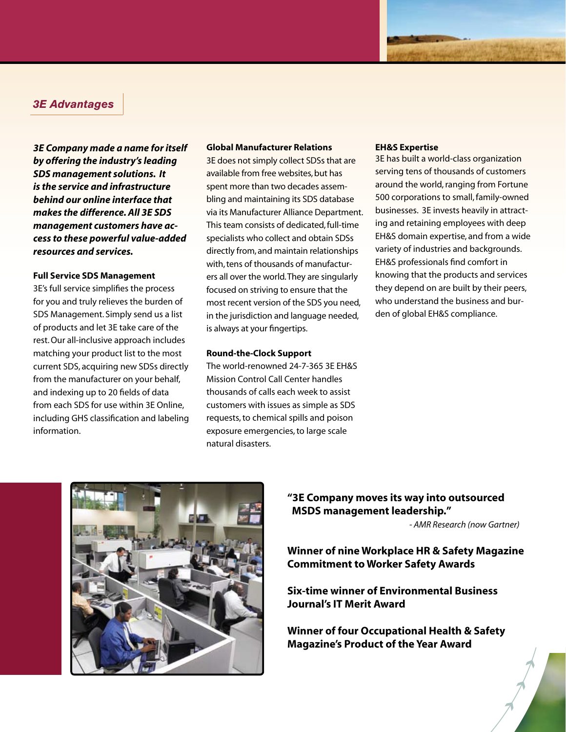## 3E Advantages

***3E Company made a name for itself by offering the industry's leading SDS management solutions. It is the service and infrastructure behind our online interface that makes the difference. All 3E SDS management customers have access to these powerful value-added resources and services.***

**Full Service SDS Management**

3E's full service simplifies the process for you and truly relieves the burden of SDS Management. Simply send us a list of products and let 3E take care of the rest. Our all-inclusive approach includes matching your product list to the most current SDS, acquiring new SDSs directly from the manufacturer on your behalf, and indexing up to 20 fields of data from each SDS for use within 3E Online, including GHS classification and labeling information.

**Global Manufacturer Relations**

3E does not simply collect SDSs that are available from free websites, but has spent more than two decades assembling and maintaining its SDS database via its Manufacturer Alliance Department. This team consists of dedicated, full-time specialists who collect and obtain SDSs directly from, and maintain relationships with, tens of thousands of manufacturers all over the world. They are singularly focused on striving to ensure that the most recent version of the SDS you need, in the jurisdiction and language needed, is always at your fingertips.

**Round-the-Clock Support**

The world-renowned 24-7-365 3E EH&S Mission Control Call Center handles thousands of calls each week to assist customers with issues as simple as SDS requests, to chemical spills and poison exposure emergencies, to large scale natural disasters.

**EH&S Expertise**

3E has built a world-class organization serving tens of thousands of customers around the world, ranging from Fortune 500 corporations to small, family-owned businesses. 3E invests heavily in attracting and retaining employees with deep EH&S domain expertise, and from a wide variety of industries and backgrounds. EH&S professionals find comfort in knowing that the products and services they depend on are built by their peers, who understand the business and burden of global EH&S compliance.

**"3E Company moves its way into outsourced MSDS management leadership."**

*- AMR Research (now Gartner)*

**Winner of nine Workplace HR & Safety Magazine Commitment to Worker Safety Awards**

**Six-time winner of Environmental Business Journal's IT Merit Award**

**Winner of four Occupational Health & Safety Magazine's Product of the Year Award**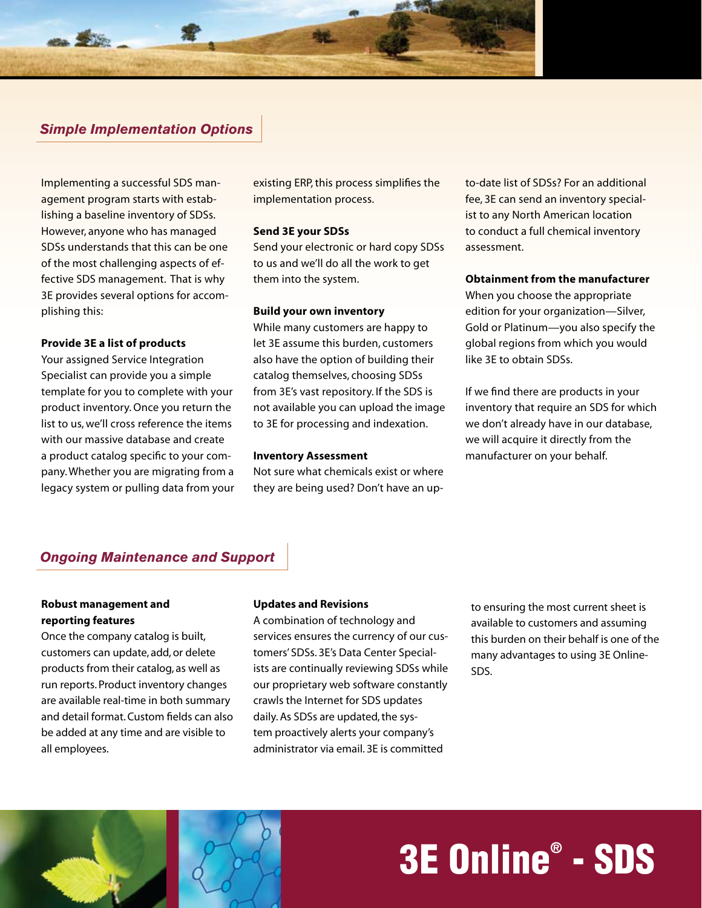## *Simple Implementation Options*

Implementing a successful SDS management program starts with establishing a baseline inventory of SDSs. However, anyone who has managed SDSs understands that this can be one of the most challenging aspects of effective SDS management. That is why 3E provides several options for accomplishing this:

**Provide 3E a list of products**
Your assigned Service Integration Specialist can provide you a simple template for you to complete with your product inventory. Once you return the list to us, we'll cross reference the items with our massive database and create a product catalog specific to your company. Whether you are migrating from a legacy system or pulling data from your existing ERP, this process simplifies the implementation process.

**Send 3E your SDSs**
Send your electronic or hard copy SDSs to us and we'll do all the work to get them into the system.

**Build your own inventory**
While many customers are happy to let 3E assume this burden, customers also have the option of building their catalog themselves, choosing SDSs from 3E's vast repository. If the SDS is not available you can upload the image to 3E for processing and indexation.

**Inventory Assessment**
Not sure what chemicals exist or where they are being used? Don't have an up-to-date list of SDSs? For an additional fee, 3E can send an inventory specialist to any North American location to conduct a full chemical inventory assessment.

**Obtainment from the manufacturer**
When you choose the appropriate edition for your organization—Silver, Gold or Platinum—you also specify the global regions from which you would like 3E to obtain SDSs.

If we find there are products in your inventory that require an SDS for which we don't already have in our database, we will acquire it directly from the manufacturer on your behalf.

## *Ongoing Maintenance and Support*

**Robust management and reporting features**
Once the company catalog is built, customers can update, add, or delete products from their catalog, as well as run reports. Product inventory changes are available real-time in both summary and detail format. Custom fields can also be added at any time and are visible to all employees.

**Updates and Revisions**
A combination of technology and services ensures the currency of our customers' SDSs. 3E's Data Center Specialists are continually reviewing SDSs while our proprietary web software constantly crawls the Internet for SDS updates daily. As SDSs are updated, the system proactively alerts your company's administrator via email. 3E is committed to ensuring the most current sheet is available to customers and assuming this burden on their behalf is one of the many advantages to using 3E Online-SDS.

**3E Online® - SDS**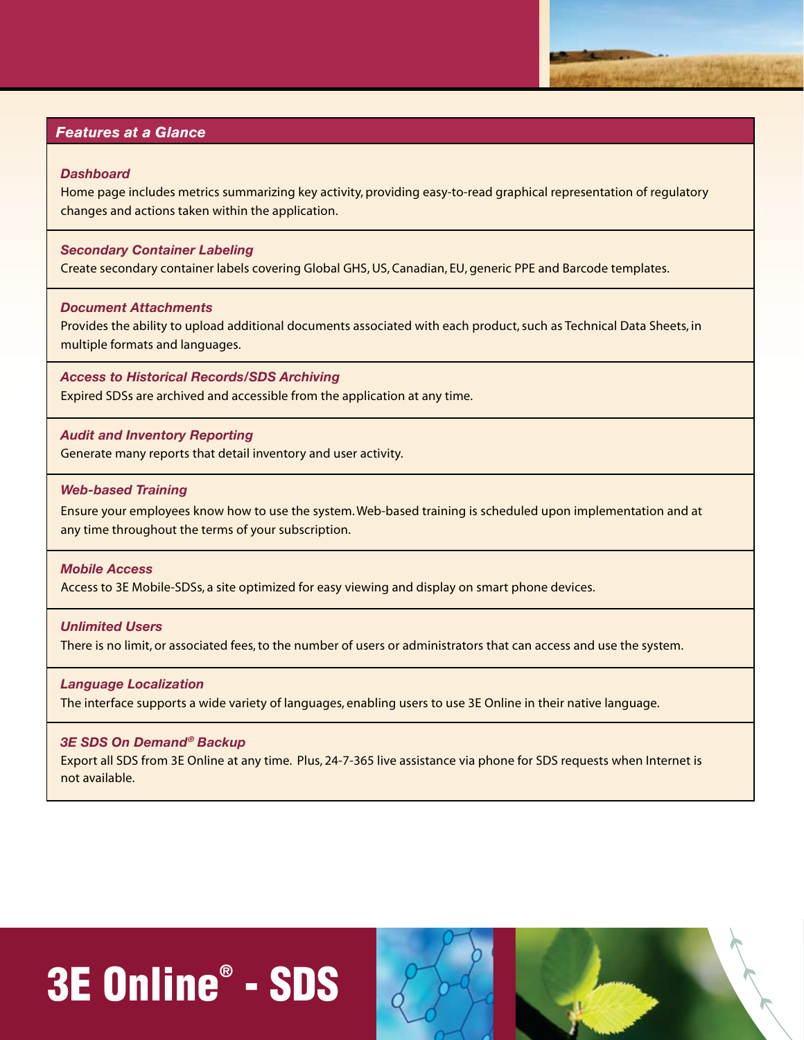## *Features at a Glance*

***Dashboard***

Home page includes metrics summarizing key activity, providing easy-to-read graphical representation of regulatory changes and actions taken within the application.

***Secondary Container Labeling***

Create secondary container labels covering Global GHS, US, Canadian, EU, generic PPE and Barcode templates.

***Document Attachments***

Provides the ability to upload additional documents associated with each product, such as Technical Data Sheets, in multiple formats and languages.

***Access to Historical Records/SDS Archiving***

Expired SDSs are archived and accessible from the application at any time.

***Audit and Inventory Reporting***

Generate many reports that detail inventory and user activity.

***Web-based Training***

Ensure your employees know how to use the system. Web-based training is scheduled upon implementation and at any time throughout the terms of your subscription.

***Mobile Access***

Access to 3E Mobile-SDSs, a site optimized for easy viewing and display on smart phone devices.

***Unlimited Users***

There is no limit, or associated fees, to the number of users or administrators that can access and use the system.

***Language Localization***

The interface supports a wide variety of languages, enabling users to use 3E Online in their native language.

***3E SDS On Demand® Backup***

Export all SDS from 3E Online at any time. Plus, 24-7-365 live assistance via phone for SDS requests when Internet is not available.

# 3E Online® - SDS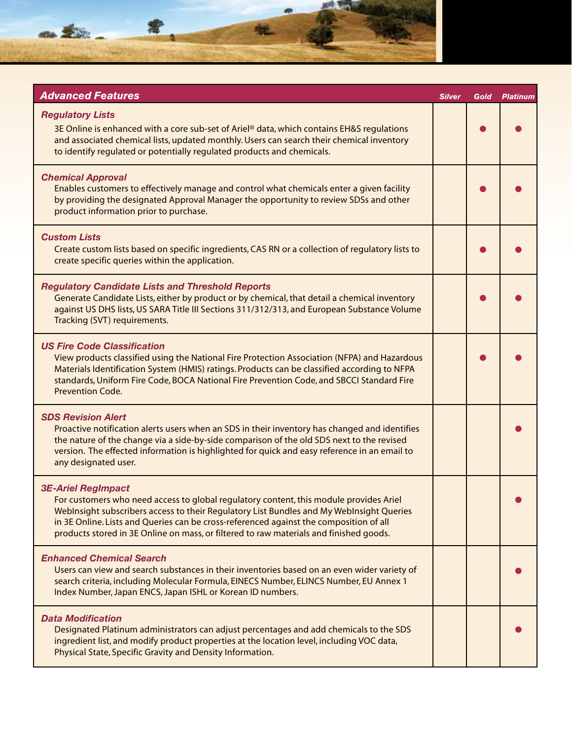| Advanced Features | Silver | Gold | Platinum |
|---|---|---|---|
| ***Regulatory Lists***<br>3E Online is enhanced with a core sub-set of Ariel® data, which contains EH&S regulations and associated chemical lists, updated monthly. Users can search their chemical inventory to identify regulated or potentially regulated products and chemicals. | | ● | ● |
| ***Chemical Approval***<br>Enables customers to effectively manage and control what chemicals enter a given facility by providing the designated Approval Manager the opportunity to review SDSs and other product information prior to purchase. | | ● | ● |
| ***Custom Lists***<br>Create custom lists based on specific ingredients, CAS RN or a collection of regulatory lists to create specific queries within the application. | | ● | ● |
| ***Regulatory Candidate Lists and Threshold Reports***<br>Generate Candidate Lists, either by product or by chemical, that detail a chemical inventory against US DHS lists, US SARA Title III Sections 311/312/313, and European Substance Volume Tracking (SVT) requirements. | | ● | ● |
| ***US Fire Code Classification***<br>View products classified using the National Fire Protection Association (NFPA) and Hazardous Materials Identification System (HMIS) ratings. Products can be classified according to NFPA standards, Uniform Fire Code, BOCA National Fire Prevention Code, and SBCCI Standard Fire Prevention Code. | | ● | ● |
| ***SDS Revision Alert***<br>Proactive notification alerts users when an SDS in their inventory has changed and identifies the nature of the change via a side-by-side comparison of the old SDS next to the revised version. The effected information is highlighted for quick and easy reference in an email to any designated user. | | | ● |
| ***3E-Ariel RegImpact***<br>For customers who need access to global regulatory content, this module provides Ariel WebInsight subscribers access to their Regulatory List Bundles and My WebInsight Queries in 3E Online. Lists and Queries can be cross-referenced against the composition of all products stored in 3E Online on mass, or filtered to raw materials and finished goods. | | | ● |
| ***Enhanced Chemical Search***<br>Users can view and search substances in their inventories based on an even wider variety of search criteria, including Molecular Formula, EINECS Number, ELINCS Number, EU Annex 1 Index Number, Japan ENCS, Japan ISHL or Korean ID numbers. | | | ● |
| ***Data Modification***<br>Designated Platinum administrators can adjust percentages and add chemicals to the SDS ingredient list, and modify product properties at the location level, including VOC data, Physical State, Specific Gravity and Density Information. | | | ● |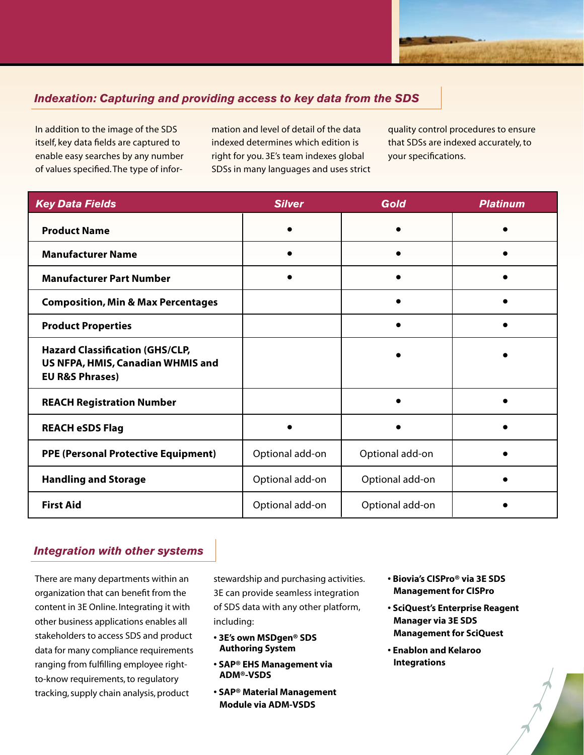## *Indexation: Capturing and providing access to key data from the SDS*

In addition to the image of the SDS itself, key data fields are captured to enable easy searches by any number of values specified. The type of information and level of detail of the data indexed determines which edition is right for you. 3E's team indexes global SDSs in many languages and uses strict quality control procedures to ensure that SDSs are indexed accurately, to your specifications.

| *Key Data Fields* | *Silver* | *Gold* | *Platinum* |
|---|---|---|---|
| **Product Name** | • | • | • |
| **Manufacturer Name** | • | • | • |
| **Manufacturer Part Number** | • | • | • |
| **Composition, Min & Max Percentages** | | • | • |
| **Product Properties** | | • | • |
| **Hazard Classification (GHS/CLP, US NFPA, HMIS, Canadian WHMIS and EU R&S Phrases)** | | • | • |
| **REACH Registration Number** | | • | • |
| **REACH eSDS Flag** | • | • | • |
| **PPE (Personal Protective Equipment)** | Optional add-on | Optional add-on | • |
| **Handling and Storage** | Optional add-on | Optional add-on | • |
| **First Aid** | Optional add-on | Optional add-on | • |

## *Integration with other systems*

There are many departments within an organization that can benefit from the content in 3E Online. Integrating it with other business applications enables all stakeholders to access SDS and product data for many compliance requirements ranging from fulfilling employee right-to-know requirements, to regulatory tracking, supply chain analysis, product stewardship and purchasing activities. 3E can provide seamless integration of SDS data with any other platform, including:

- **3E's own MSDgen® SDS Authoring System**
- **SAP® EHS Management via ADM®-VSDS**
- **SAP® Material Management Module via ADM-VSDS**
- **Biovia's CISPro® via 3E SDS Management for CISPro**
- **SciQuest's Enterprise Reagent Manager via 3E SDS Management for SciQuest**
- **Enablon and Kelaroo Integrations**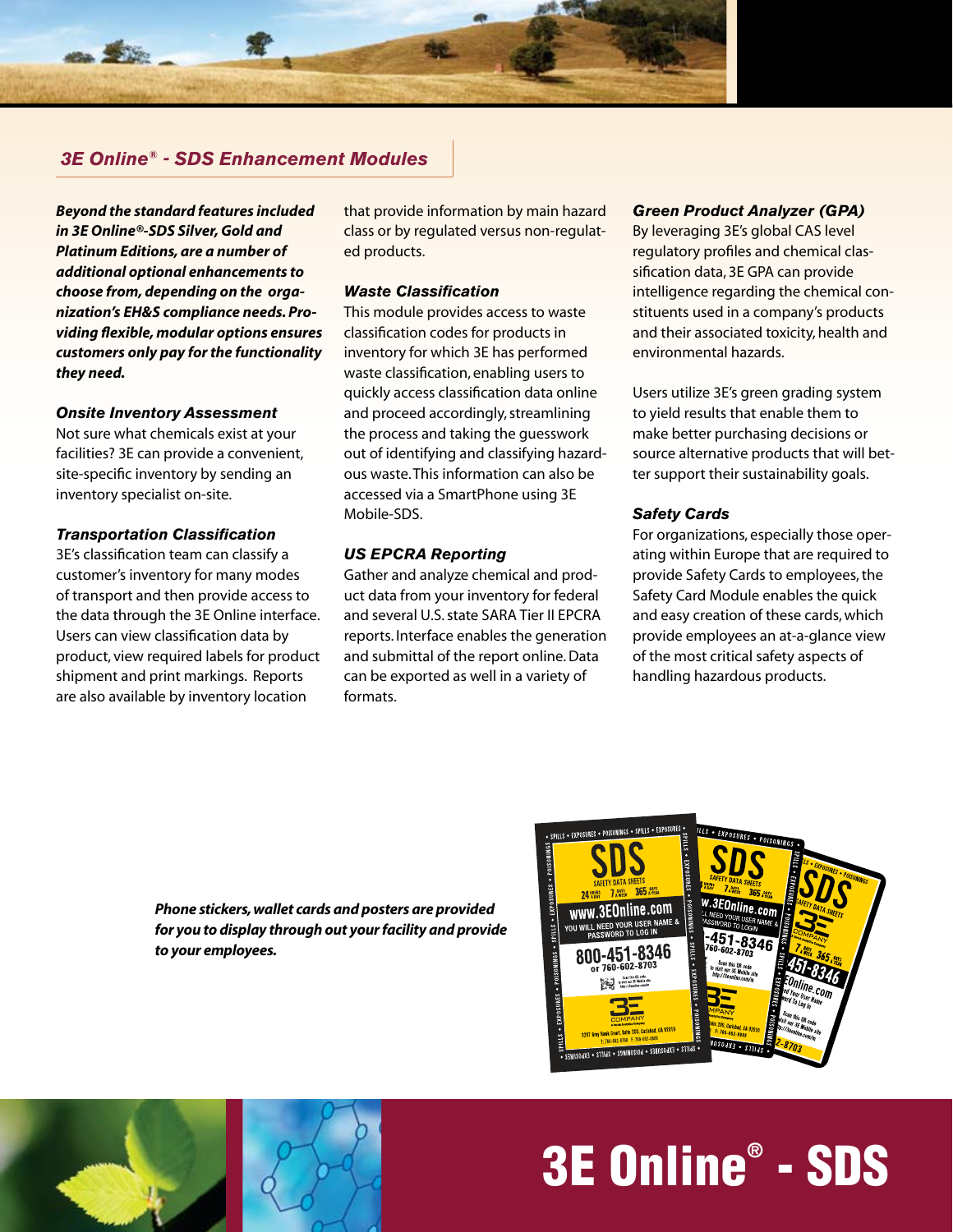## 3E Online® - SDS Enhancement Modules

***Beyond the standard features included in 3E Online®-SDS Silver, Gold and Platinum Editions, are a number of additional optional enhancements to choose from, depending on the organization's EH&S compliance needs. Providing flexible, modular options ensures customers only pay for the functionality they need.***

### *Onsite Inventory Assessment*

Not sure what chemicals exist at your facilities? 3E can provide a convenient, site-specific inventory by sending an inventory specialist on-site.

### *Transportation Classification*

3E's classification team can classify a customer's inventory for many modes of transport and then provide access to the data through the 3E Online interface. Users can view classification data by product, view required labels for product shipment and print markings. Reports are also available by inventory location that provide information by main hazard class or by regulated versus non-regulated products.

### *Waste Classification*

This module provides access to waste classification codes for products in inventory for which 3E has performed waste classification, enabling users to quickly access classification data online and proceed accordingly, streamlining the process and taking the guesswork out of identifying and classifying hazardous waste. This information can also be accessed via a SmartPhone using 3E Mobile-SDS.

### *US EPCRA Reporting*

Gather and analyze chemical and product data from your inventory for federal and several U.S. state SARA Tier II EPCRA reports. Interface enables the generation and submittal of the report online. Data can be exported as well in a variety of formats.

### *Green Product Analyzer (GPA)*

By leveraging 3E's global CAS level regulatory profiles and chemical classification data, 3E GPA can provide intelligence regarding the chemical constituents used in a company's products and their associated toxicity, health and environmental hazards.

Users utilize 3E's green grading system to yield results that enable them to make better purchasing decisions or source alternative products that will better support their sustainability goals.

### *Safety Cards*

For organizations, especially those operating within Europe that are required to provide Safety Cards to employees, the Safety Card Module enables the quick and easy creation of these cards, which provide employees an at-a-glance view of the most critical safety aspects of handling hazardous products.

***Phone stickers, wallet cards and posters are provided for you to display through out your facility and provide to your employees.***

# 3E Online® - SDS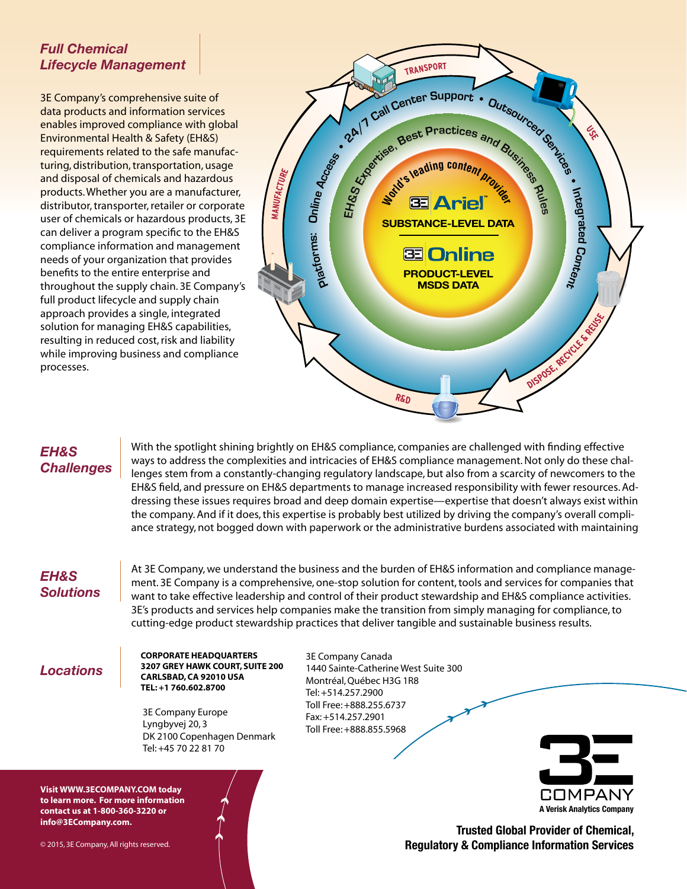## Full Chemical Lifecycle Management

3E Company's comprehensive suite of data products and information services enables improved compliance with global Environmental Health & Safety (EH&S) requirements related to the safe manufacturing, distribution, transportation, usage and disposal of chemicals and hazardous products. Whether you are a manufacturer, distributor, transporter, retailer or corporate user of chemicals or hazardous products, 3E can deliver a program specific to the EH&S compliance information and management needs of your organization that provides benefits to the entire enterprise and throughout the supply chain. 3E Company's full product lifecycle and supply chain approach provides a single, integrated solution for managing EH&S capabilities, resulting in reduced cost, risk and liability while improving business and compliance processes.

TRANSPORT
USE
DISPOSE, RECYCLE & REUSE
R&D
MANUFACTURE

Platforms: Online Access • 24/7 Call Center Support • Outsourced Services • Integrated Content
EH&S Expertise, Best Practices and Business Rules
World's leading content provider
3E Ariel™
SUBSTANCE-LEVEL DATA
3E Online
PRODUCT-LEVEL MSDS DATA

## EH&S Challenges

With the spotlight shining brightly on EH&S compliance, companies are challenged with finding effective ways to address the complexities and intricacies of EH&S compliance management. Not only do these challenges stem from a constantly-changing regulatory landscape, but also from a scarcity of newcomers to the EH&S field, and pressure on EH&S departments to manage increased responsibility with fewer resources. Addressing these issues requires broad and deep domain expertise—expertise that doesn't always exist within the company. And if it does, this expertise is probably best utilized by driving the company's overall compliance strategy, not bogged down with paperwork or the administrative burdens associated with maintaining

## EH&S Solutions

At 3E Company, we understand the business and the burden of EH&S information and compliance management. 3E Company is a comprehensive, one-stop solution for content, tools and services for companies that want to take effective leadership and control of their product stewardship and EH&S compliance activities. 3E's products and services help companies make the transition from simply managing for compliance, to cutting-edge product stewardship practices that deliver tangible and sustainable business results.

## Locations

**CORPORATE HEADQUARTERS**
**3207 GREY HAWK COURT, SUITE 200**
**CARLSBAD, CA 92010 USA**
**TEL: +1 760.602.8700**

3E Company Europe
Lyngbyvej 20, 3
DK 2100 Copenhagen Denmark
Tel: +45 70 22 81 70

3E Company Canada
1440 Sainte-Catherine West Suite 300
Montréal, Québec H3G 1R8
Tel: +514.257.2900
Toll Free: +888.255.6737
Fax: +514.257.2901
Toll Free: +888.855.5968

**Visit WWW.3ECOMPANY.COM today to learn more. For more information contact us at 1-800-360-3220 or info@3ECompany.com.**

© 2015, 3E Company, All rights reserved.

3E COMPANY
A Verisk Analytics Company

**Trusted Global Provider of Chemical, Regulatory & Compliance Information Services**